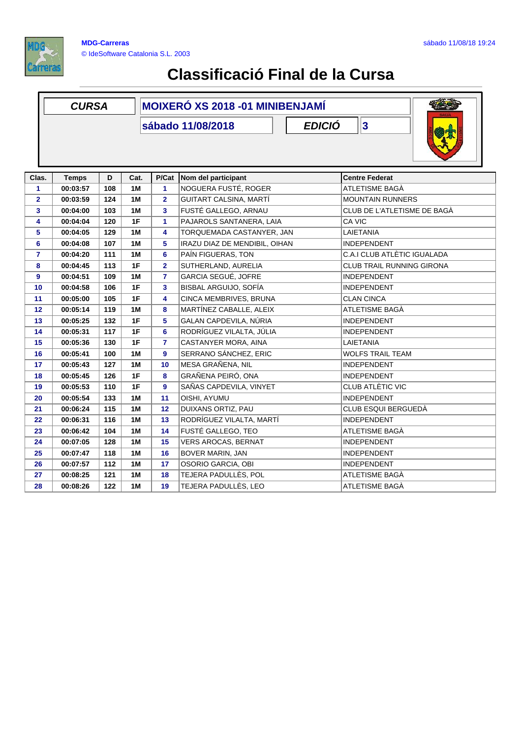MDG-Carreras

© IdeSoftware Catalonia S.L. 2003

sábado 11/08/18 19:24

# Classificació Final de la Cursa

| CURSA | MOIXERÓ XS 2018 -01 MINIBENJAMÍ |
|---|---|
| | sábado 11/08/2018 |
| EDICIÓ | 3 |

| Clas. | Temps | D | Cat. | P/Cat | Nom del participant | Centre Federat |
|---|---|---|---|---|---|---|
| 1 | 00:03:57 | 108 | 1M | 1 | NOGUERA FUSTÉ, ROGER | ATLETISME BAGÀ |
| 2 | 00:03:59 | 124 | 1M | 2 | GUITART CALSINA, MARTÍ | MOUNTAIN RUNNERS |
| 3 | 00:04:00 | 103 | 1M | 3 | FUSTÉ GALLEGO, ARNAU | CLUB DE L'ATLETISME DE BAGÀ |
| 4 | 00:04:04 | 120 | 1F | 1 | PAJAROLS SANTANERA, LAIA | CA VIC |
| 5 | 00:04:05 | 129 | 1M | 4 | TORQUEMADA CASTANYER, JAN | LAIETANIA |
| 6 | 00:04:08 | 107 | 1M | 5 | IRAZU DIAZ DE MENDIBIL, OIHAN | INDEPENDENT |
| 7 | 00:04:20 | 111 | 1M | 6 | PAÍN FIGUERAS, TON | C.A.I CLUB ATLÈTIC IGUALADA |
| 8 | 00:04:45 | 113 | 1F | 2 | SUTHERLAND, AURELIA | CLUB TRAIL RUNNING GIRONA |
| 9 | 00:04:51 | 109 | 1M | 7 | GARCIA SEGUÉ, JOFRE | INDEPENDENT |
| 10 | 00:04:58 | 106 | 1F | 3 | BISBAL ARGUIJO, SOFÍA | INDEPENDENT |
| 11 | 00:05:00 | 105 | 1F | 4 | CINCA MEMBRIVES, BRUNA | CLAN CINCA |
| 12 | 00:05:14 | 119 | 1M | 8 | MARTÍNEZ CABALLE, ALEIX | ATLETISME BAGÀ |
| 13 | 00:05:25 | 132 | 1F | 5 | GALAN CAPDEVILA, NÚRIA | INDEPENDENT |
| 14 | 00:05:31 | 117 | 1F | 6 | RODRÍGUEZ VILALTA, JÚLIA | INDEPENDENT |
| 15 | 00:05:36 | 130 | 1F | 7 | CASTANYER MORA, AINA | LAIETANIA |
| 16 | 00:05:41 | 100 | 1M | 9 | SERRANO SÁNCHEZ, ERIC | WOLFS TRAIL TEAM |
| 17 | 00:05:43 | 127 | 1M | 10 | MESA GRAÑENA, NIL | INDEPENDENT |
| 18 | 00:05:45 | 126 | 1F | 8 | GRAÑENA PEIRÓ, ONA | INDEPENDENT |
| 19 | 00:05:53 | 110 | 1F | 9 | SAÑAS CAPDEVILA, VINYET | CLUB ATLÈTIC VIC |
| 20 | 00:05:54 | 133 | 1M | 11 | OISHI, AYUMU | INDEPENDENT |
| 21 | 00:06:24 | 115 | 1M | 12 | DUIXANS ORTIZ, PAU | CLUB ESQUI BERGUEDÀ |
| 22 | 00:06:31 | 116 | 1M | 13 | RODRÍGUEZ VILALTA, MARTÍ | INDEPENDENT |
| 23 | 00:06:42 | 104 | 1M | 14 | FUSTÉ GALLEGO, TEO | ATLETISME BAGÀ |
| 24 | 00:07:05 | 128 | 1M | 15 | VERS AROCAS, BERNAT | INDEPENDENT |
| 25 | 00:07:47 | 118 | 1M | 16 | BOVER MARIN, JAN | INDEPENDENT |
| 26 | 00:07:57 | 112 | 1M | 17 | OSORIO GARCIA, OBI | INDEPENDENT |
| 27 | 00:08:25 | 121 | 1M | 18 | TEJERA PADULLÈS, POL | ATLETISME BAGÀ |
| 28 | 00:08:26 | 122 | 1M | 19 | TEJERA PADULLÈS, LEO | ATLETISME BAGÀ |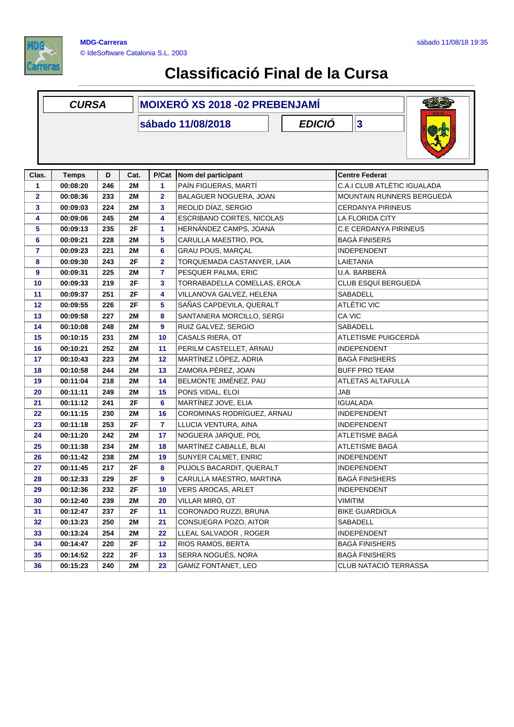MDG-Carreras
© IdeSoftware Catalonia S.L. 2003

sábado 11/08/18 19:35

# Classificació Final de la Cursa

| CURSA | MOIXERÓ XS 2018 -02 PREBENJAMÍ |
|---|---|
| | sábado 11/08/2018 |
| EDICIÓ | 3 |

| Clas. | Temps | D | Cat. | P/Cat | Nom del participant | Centre Federat |
|---|---|---|---|---|---|---|
| 1 | 00:08:20 | 246 | 2M | 1 | PAÍN FIGUERAS, MARTÍ | C.A.I CLUB ATLÈTIC IGUALADA |
| 2 | 00:08:36 | 233 | 2M | 2 | BALAGUER NOGUERA, JOAN | MOUNTAIN RUNNERS BERGUEDÀ |
| 3 | 00:09:03 | 224 | 2M | 3 | REOLID DÍAZ, SERGIO | CERDANYA PIRINEUS |
| 4 | 00:09:06 | 245 | 2M | 4 | ESCRIBANO CORTES, NICOLAS | LA FLORIDA CITY |
| 5 | 00:09:13 | 235 | 2F | 1 | HERNÁNDEZ CAMPS, JOANA | C.E CERDANYA PIRINEUS |
| 6 | 00:09:21 | 228 | 2M | 5 | CARULLA MAESTRO, POL | BAGÀ FINISERS |
| 7 | 00:09:23 | 221 | 2M | 6 | GRAU POUS, MARÇAL | INDEPENDENT |
| 8 | 00:09:30 | 243 | 2F | 2 | TORQUEMADA CASTANYER, LAIA | LAIETANIA |
| 9 | 00:09:31 | 225 | 2M | 7 | PESQUER PALMA, ERIC | U.A. BARBERÀ |
| 10 | 00:09:33 | 219 | 2F | 3 | TORRABADELLA COMELLAS, EROLA | CLUB ESQUÍ BERGUEDÀ |
| 11 | 00:09:37 | 251 | 2F | 4 | VILLANOVA GALVEZ, HELENA | SABADELL |
| 12 | 00:09:55 | 226 | 2F | 5 | SAÑAS CAPDEVILA, QUERALT | ATLÈTIC VIC |
| 13 | 00:09:58 | 227 | 2M | 8 | SANTANERA MORCILLO, SERGI | CA VIC |
| 14 | 00:10:08 | 248 | 2M | 9 | RUIZ GALVEZ, SERGIO | SABADELL |
| 15 | 00:10:15 | 231 | 2M | 10 | CASALS RIERA, OT | ATLETISME PUIGCERDÀ |
| 16 | 00:10:21 | 252 | 2M | 11 | PERILM CASTELLET, ARNAU | INDEPENDENT |
| 17 | 00:10:43 | 223 | 2M | 12 | MARTÍNEZ LÓPEZ, ADRIA | BAGÀ FINISHERS |
| 18 | 00:10:58 | 244 | 2M | 13 | ZAMORA PÉREZ, JOAN | BUFF PRO TEAM |
| 19 | 00:11:04 | 218 | 2M | 14 | BELMONTE JIMÉNEZ, PAU | ATLETAS ALTAFULLA |
| 20 | 00:11:11 | 249 | 2M | 15 | PONS VIDAL, ELOI | JAB |
| 21 | 00:11:12 | 241 | 2F | 6 | MARTÍNEZ JOVE, ELIA | IGUALADA |
| 22 | 00:11:15 | 230 | 2M | 16 | COROMINAS RODRÍGUEZ, ARNAU | INDEPENDENT |
| 23 | 00:11:18 | 253 | 2F | 7 | LLUCIA VENTURA, AINA | INDEPENDENT |
| 24 | 00:11:20 | 242 | 2M | 17 | NOGUERA JARQUE, POL | ATLETISME BAGÀ |
| 25 | 00:11:38 | 234 | 2M | 18 | MARTÍNEZ CABALLÉ, BLAI | ATLETISME BAGÀ |
| 26 | 00:11:42 | 238 | 2M | 19 | SUNYER CALMET, ENRIC | INDEPENDENT |
| 27 | 00:11:45 | 217 | 2F | 8 | PUJOLS BACARDIT, QUERALT | INDEPENDENT |
| 28 | 00:12:33 | 229 | 2F | 9 | CARULLA MAESTRO, MARTINA | BAGÀ FINISHERS |
| 29 | 00:12:36 | 232 | 2F | 10 | VERS AROCAS, ARLET | INDEPENDENT |
| 30 | 00:12:40 | 239 | 2M | 20 | VILLAR MIRÓ, OT | VIMITIM |
| 31 | 00:12:47 | 237 | 2F | 11 | CORONADO RUZZI, BRUNA | BIKE GUARDIOLA |
| 32 | 00:13:23 | 250 | 2M | 21 | CONSUEGRA POZO, AITOR | SABADELL |
| 33 | 00:13:24 | 254 | 2M | 22 | LLEAL SALVADOR , ROGER | INDEPENDENT |
| 34 | 00:14:47 | 220 | 2F | 12 | RIOS RAMOS, BERTA | BAGÀ FINISHERS |
| 35 | 00:14:52 | 222 | 2F | 13 | SERRA NOGUÉS, NORA | BAGÀ FINISHERS |
| 36 | 00:15:23 | 240 | 2M | 23 | GAMIZ FONTANET, LEO | CLUB NATACIÓ TERRASSA |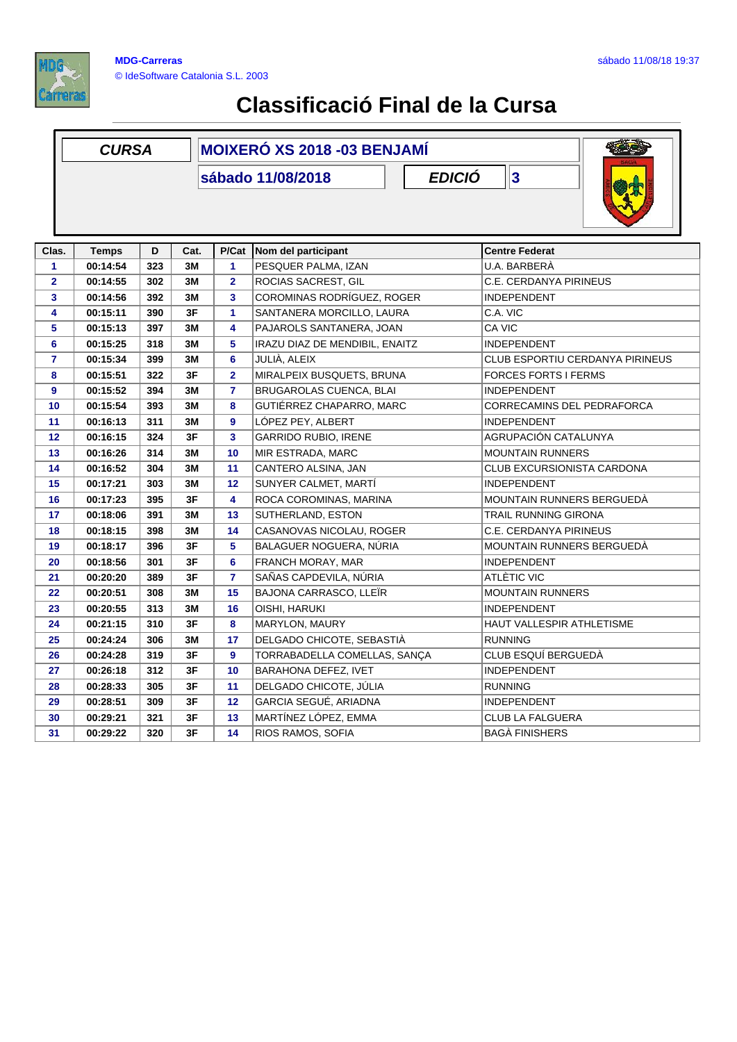# Classificació Final de la Cursa

| CURSA | MOIXERÓ XS 2018 -03 BENJAMÍ | | |
|---|---|---|---|
| | sábado 11/08/2018 | EDICIÓ | 3 |

| Clas. | Temps | D | Cat. | P/Cat | Nom del participant | Centre Federat |
|---|---|---|---|---|---|---|
| 1 | 00:14:54 | 323 | 3M | 1 | PESQUER PALMA, IZAN | U.A. BARBERÀ |
| 2 | 00:14:55 | 302 | 3M | 2 | ROCIAS SACREST, GIL | C.E. CERDANYA PIRINEUS |
| 3 | 00:14:56 | 392 | 3M | 3 | COROMINAS RODRÍGUEZ, ROGER | INDEPENDENT |
| 4 | 00:15:11 | 390 | 3F | 1 | SANTANERA MORCILLO, LAURA | C.A. VIC |
| 5 | 00:15:13 | 397 | 3M | 4 | PAJAROLS SANTANERA, JOAN | CA VIC |
| 6 | 00:15:25 | 318 | 3M | 5 | IRAZU DIAZ DE MENDIBIL, ENAITZ | INDEPENDENT |
| 7 | 00:15:34 | 399 | 3M | 6 | JULIÀ, ALEIX | CLUB ESPORTIU CERDANYA PIRINEUS |
| 8 | 00:15:51 | 322 | 3F | 2 | MIRALPEIX BUSQUETS, BRUNA | FORCES FORTS I FERMS |
| 9 | 00:15:52 | 394 | 3M | 7 | BRUGAROLAS CUENCA, BLAI | INDEPENDENT |
| 10 | 00:15:54 | 393 | 3M | 8 | GUTIÉRREZ CHAPARRO, MARC | CORRECAMINS DEL PEDRAFORCA |
| 11 | 00:16:13 | 311 | 3M | 9 | LÓPEZ PEY, ALBERT | INDEPENDENT |
| 12 | 00:16:15 | 324 | 3F | 3 | GARRIDO RUBIO, IRENE | AGRUPACIÓN CATALUNYA |
| 13 | 00:16:26 | 314 | 3M | 10 | MIR ESTRADA, MARC | MOUNTAIN RUNNERS |
| 14 | 00:16:52 | 304 | 3M | 11 | CANTERO ALSINA, JAN | CLUB EXCURSIONISTA CARDONA |
| 15 | 00:17:21 | 303 | 3M | 12 | SUNYER CALMET, MARTÍ | INDEPENDENT |
| 16 | 00:17:23 | 395 | 3F | 4 | ROCA COROMINAS, MARINA | MOUNTAIN RUNNERS BERGUEDÀ |
| 17 | 00:18:06 | 391 | 3M | 13 | SUTHERLAND, ESTON | TRAIL RUNNING GIRONA |
| 18 | 00:18:15 | 398 | 3M | 14 | CASANOVAS NICOLAU, ROGER | C.E. CERDANYA PIRINEUS |
| 19 | 00:18:17 | 396 | 3F | 5 | BALAGUER NOGUERA, NÚRIA | MOUNTAIN RUNNERS BERGUEDÀ |
| 20 | 00:18:56 | 301 | 3F | 6 | FRANCH MORAY, MAR | INDEPENDENT |
| 21 | 00:20:20 | 389 | 3F | 7 | SAÑAS CAPDEVILA, NÚRIA | ATLÈTIC VIC |
| 22 | 00:20:51 | 308 | 3M | 15 | BAJONA CARRASCO, LLEÏR | MOUNTAIN RUNNERS |
| 23 | 00:20:55 | 313 | 3M | 16 | OISHI, HARUKI | INDEPENDENT |
| 24 | 00:21:15 | 310 | 3F | 8 | MARYLON, MAURY | HAUT VALLESPIR ATHLETISME |
| 25 | 00:24:24 | 306 | 3M | 17 | DELGADO CHICOTE, SEBASTIÀ | RUNNING |
| 26 | 00:24:28 | 319 | 3F | 9 | TORRABADELLA COMELLAS, SANÇA | CLUB ESQUÍ BERGUEDÀ |
| 27 | 00:26:18 | 312 | 3F | 10 | BARAHONA DEFEZ, IVET | INDEPENDENT |
| 28 | 00:28:33 | 305 | 3F | 11 | DELGADO CHICOTE, JÚLIA | RUNNING |
| 29 | 00:28:51 | 309 | 3F | 12 | GARCIA SEGUÉ, ARIADNA | INDEPENDENT |
| 30 | 00:29:21 | 321 | 3F | 13 | MARTÍNEZ LÓPEZ, EMMA | CLUB LA FALGUERA |
| 31 | 00:29:22 | 320 | 3F | 14 | RIOS RAMOS, SOFIA | BAGÀ FINISHERS |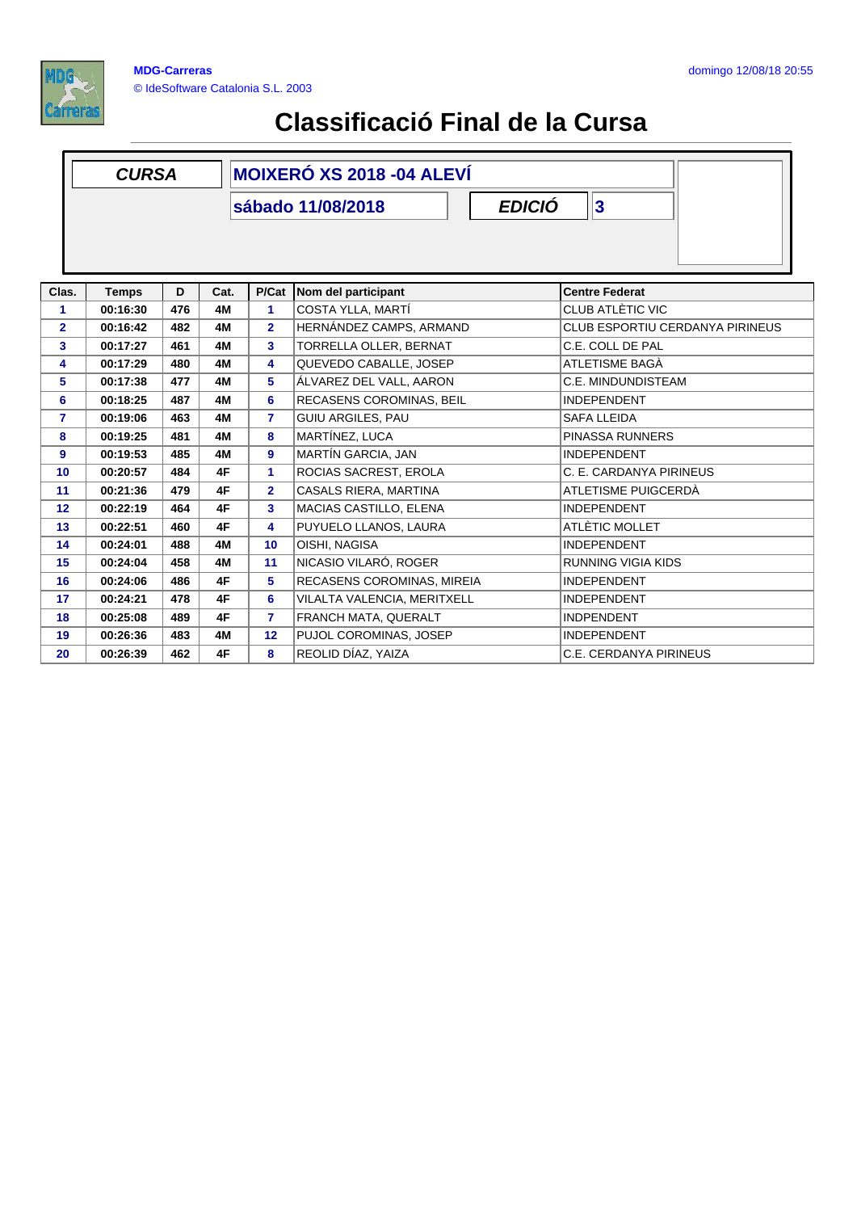# Classificació Final de la Cursa

| CURSA | MOIXERÓ XS 2018 -04 ALEVÍ | | |
|---|---|---|---|
| | sábado 11/08/2018 | EDICIÓ | 3 |

| Clas. | Temps | D | Cat. | P/Cat | Nom del participant | Centre Federat |
|---|---|---|---|---|---|---|
| 1 | 00:16:30 | 476 | 4M | 1 | COSTA YLLA, MARTÍ | CLUB ATLÈTIC VIC |
| 2 | 00:16:42 | 482 | 4M | 2 | HERNÁNDEZ CAMPS, ARMAND | CLUB ESPORTIU CERDANYA PIRINEUS |
| 3 | 00:17:27 | 461 | 4M | 3 | TORRELLA OLLER, BERNAT | C.E. COLL DE PAL |
| 4 | 00:17:29 | 480 | 4M | 4 | QUEVEDO CABALLE, JOSEP | ATLETISME BAGÀ |
| 5 | 00:17:38 | 477 | 4M | 5 | ÁLVAREZ DEL VALL, AARON | C.E. MINDUNDISTEAM |
| 6 | 00:18:25 | 487 | 4M | 6 | RECASENS COROMINAS, BEIL | INDEPENDENT |
| 7 | 00:19:06 | 463 | 4M | 7 | GUIU ARGILES, PAU | SAFA LLEIDA |
| 8 | 00:19:25 | 481 | 4M | 8 | MARTÍNEZ, LUCA | PINASSA RUNNERS |
| 9 | 00:19:53 | 485 | 4M | 9 | MARTÍN GARCIA, JAN | INDEPENDENT |
| 10 | 00:20:57 | 484 | 4F | 1 | ROCIAS SACREST, EROLA | C. E. CARDANYA PIRINEUS |
| 11 | 00:21:36 | 479 | 4F | 2 | CASALS RIERA, MARTINA | ATLETISME PUIGCERDÀ |
| 12 | 00:22:19 | 464 | 4F | 3 | MACIAS CASTILLO, ELENA | INDEPENDENT |
| 13 | 00:22:51 | 460 | 4F | 4 | PUYUELO LLANOS, LAURA | ATLÈTIC MOLLET |
| 14 | 00:24:01 | 488 | 4M | 10 | OISHI, NAGISA | INDEPENDENT |
| 15 | 00:24:04 | 458 | 4M | 11 | NICASIO VILARÓ, ROGER | RUNNING VIGIA KIDS |
| 16 | 00:24:06 | 486 | 4F | 5 | RECASENS COROMINAS, MIREIA | INDEPENDENT |
| 17 | 00:24:21 | 478 | 4F | 6 | VILALTA VALENCIA, MERITXELL | INDEPENDENT |
| 18 | 00:25:08 | 489 | 4F | 7 | FRANCH MATA, QUERALT | INDPENDENT |
| 19 | 00:26:36 | 483 | 4M | 12 | PUJOL COROMINAS, JOSEP | INDEPENDENT |
| 20 | 00:26:39 | 462 | 4F | 8 | REOLID DÍAZ, YAIZA | C.E. CERDANYA PIRINEUS |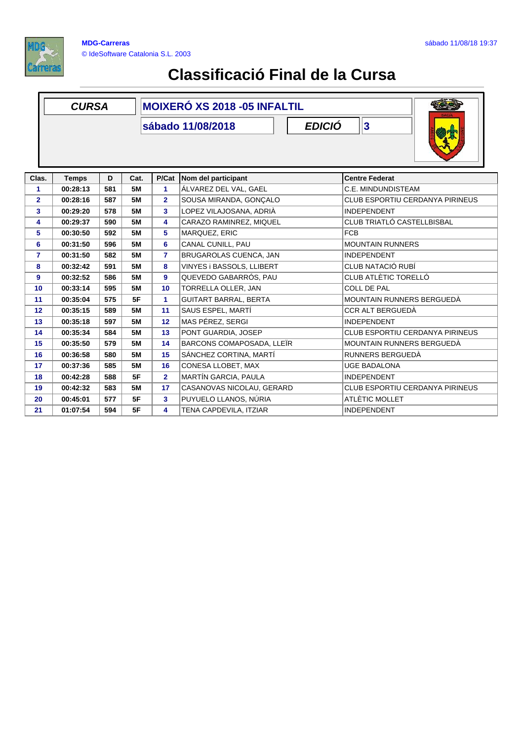MDG-Carreras

© IdeSoftware Catalonia S.L. 2003

sábado 11/08/18 19:37

# Classificació Final de la Cursa

| CURSA | MOIXERÓ XS 2018 -05 INFALTIL | | |
|---|---|---|---|
| | sábado 11/08/2018 | EDICIÓ | 3 |

| Clas. | Temps | D | Cat. | P/Cat | Nom del participant | Centre Federat |
|---|---|---|---|---|---|---|
| 1 | 00:28:13 | 581 | 5M | 1 | ÁLVAREZ DEL VAL, GAEL | C.E. MINDUNDISTEAM |
| 2 | 00:28:16 | 587 | 5M | 2 | SOUSA MIRANDA, GONÇALO | CLUB ESPORTIU CERDANYA PIRINEUS |
| 3 | 00:29:20 | 578 | 5M | 3 | LOPEZ VILAJOSANA, ADRIÀ | INDEPENDENT |
| 4 | 00:29:37 | 590 | 5M | 4 | CARAZO RAMINREZ, MIQUEL | CLUB TRIATLÓ CASTELLBISBAL |
| 5 | 00:30:50 | 592 | 5M | 5 | MARQUEZ, ERIC | FCB |
| 6 | 00:31:50 | 596 | 5M | 6 | CANAL CUNILL, PAU | MOUNTAIN RUNNERS |
| 7 | 00:31:50 | 582 | 5M | 7 | BRUGAROLAS CUENCA, JAN | INDEPENDENT |
| 8 | 00:32:42 | 591 | 5M | 8 | VINYES i BASSOLS, LLIBERT | CLUB NATACIÓ RUBÍ |
| 9 | 00:32:52 | 586 | 5M | 9 | QUEVEDO GABARRÓS, PAU | CLUB ATLÈTIC TORELLÓ |
| 10 | 00:33:14 | 595 | 5M | 10 | TORRELLA OLLER, JAN | COLL DE PAL |
| 11 | 00:35:04 | 575 | 5F | 1 | GUITART BARRAL, BERTA | MOUNTAIN RUNNERS BERGUEDÀ |
| 12 | 00:35:15 | 589 | 5M | 11 | SAUS ESPEL, MARTÍ | CCR ALT BERGUEDÀ |
| 13 | 00:35:18 | 597 | 5M | 12 | MAS PÉREZ, SERGI | INDEPENDENT |
| 14 | 00:35:34 | 584 | 5M | 13 | PONT GUARDIA, JOSEP | CLUB ESPORTIU CERDANYA PIRINEUS |
| 15 | 00:35:50 | 579 | 5M | 14 | BARCONS COMAPOSADA, LLEÏR | MOUNTAIN RUNNERS BERGUEDÀ |
| 16 | 00:36:58 | 580 | 5M | 15 | SÁNCHEZ CORTINA, MARTÍ | RUNNERS BERGUEDÀ |
| 17 | 00:37:36 | 585 | 5M | 16 | CONESA LLOBET, MAX | UGE BADALONA |
| 18 | 00:42:28 | 588 | 5F | 2 | MARTÍN GARCIA, PAULA | INDEPENDENT |
| 19 | 00:42:32 | 583 | 5M | 17 | CASANOVAS NICOLAU, GERARD | CLUB ESPORTIU CERDANYA PIRINEUS |
| 20 | 00:45:01 | 577 | 5F | 3 | PUYUELO LLANOS, NÚRIA | ATLÈTIC MOLLET |
| 21 | 01:07:54 | 594 | 5F | 4 | TENA CAPDEVILA, ITZIAR | INDEPENDENT |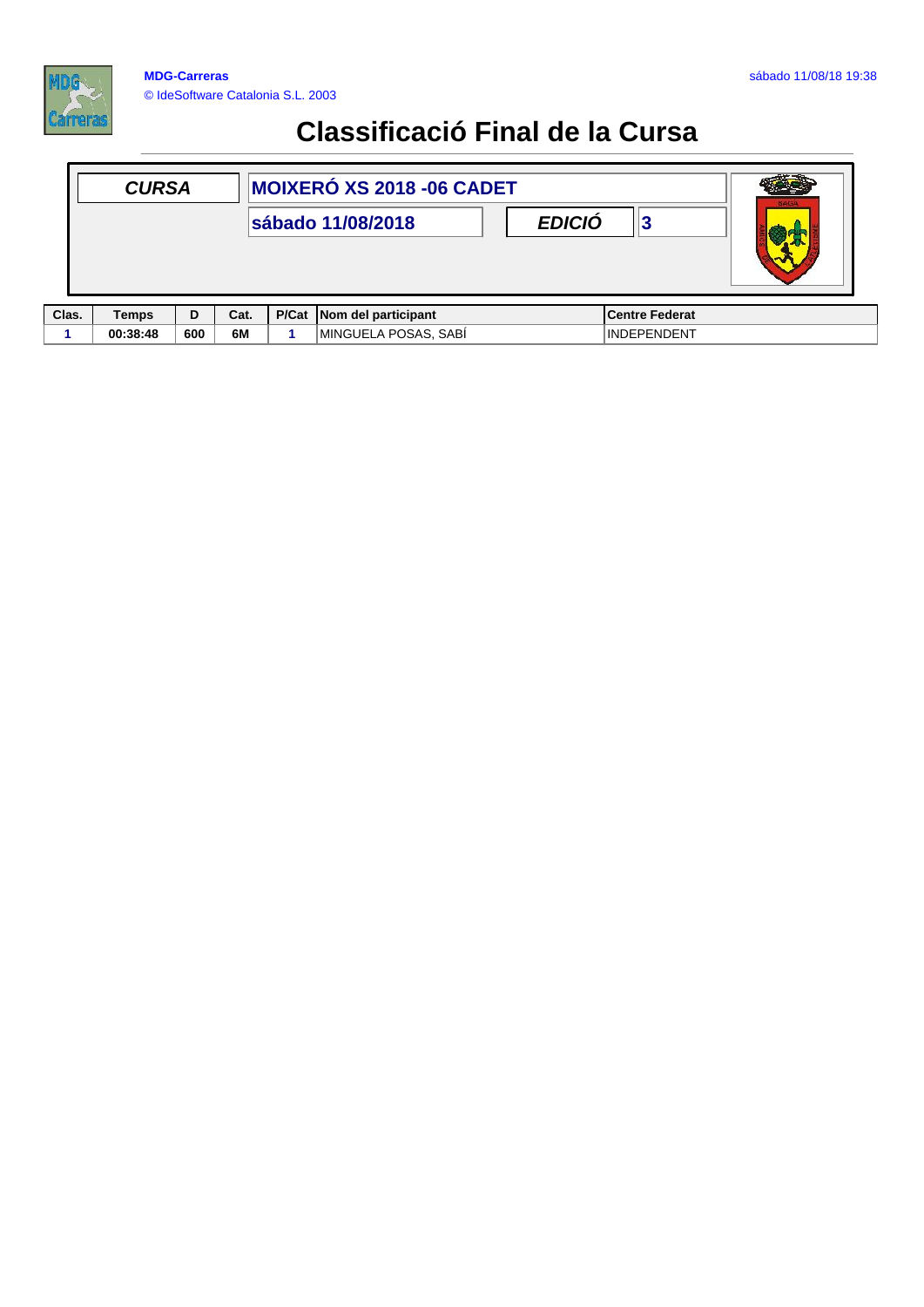**MDG-Carreras**
© IdeSoftware Catalonia S.L. 2003

sábado 11/08/18 19:38

# Classificació Final de la Cursa

| | | | |
|---|---|---|---|
| ***CURSA*** | **MOIXERÓ XS 2018 -06 CADET** | | |
| | **sábado 11/08/2018** | ***EDICIÓ*** | **3** |

| Clas. | Temps | D | Cat. | P/Cat | Nom del participant | Centre Federat |
|---|---|---|---|---|---|---|
| 1 | 00:38:48 | 600 | 6M | 1 | MINGUELA POSAS, SABÍ | INDEPENDENT |